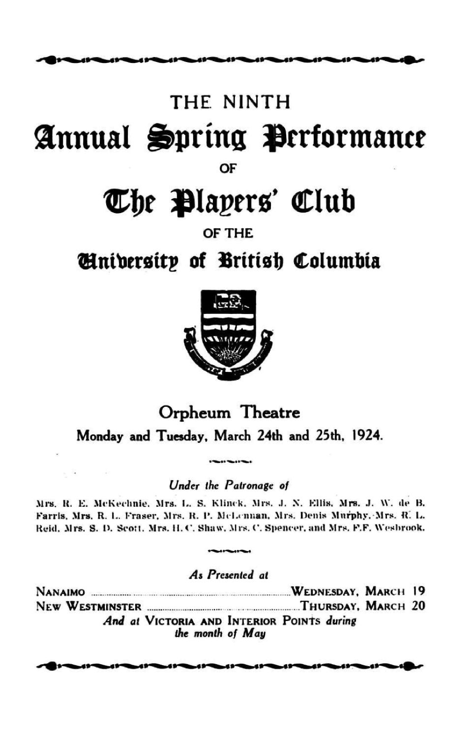THE NINTH

# Annual Spring Performance

OF

# The Players' Club

OF THE

# University of British Columbia

## Orpheum Theatre

**Monday and Tuesday, March 24th and 25th, 1924.**

*Under the Patronage of*

Mrs. R. E. McKechnie, Mrs. L. S. Klinck, Mrs. J. N. Ellis, Mrs. J. W. de B. Farris, Mrs. R. L. Fraser, Mrs. R. P. McLennan, Mrs. Denis Murphy, Mrs. R. L. Reid, Mrs. S. D. Scott, Mrs. H. C. Shaw, Mrs. C. Spencer, and Mrs. F.F. Wesbrook.

*As Presented at*

NANAIMO .................................................. WEDNESDAY, MARCH 19
NEW WESTMINSTER .................................................. THURSDAY, MARCH 20

*And at* VICTORIA AND INTERIOR POINTS *during the month of May*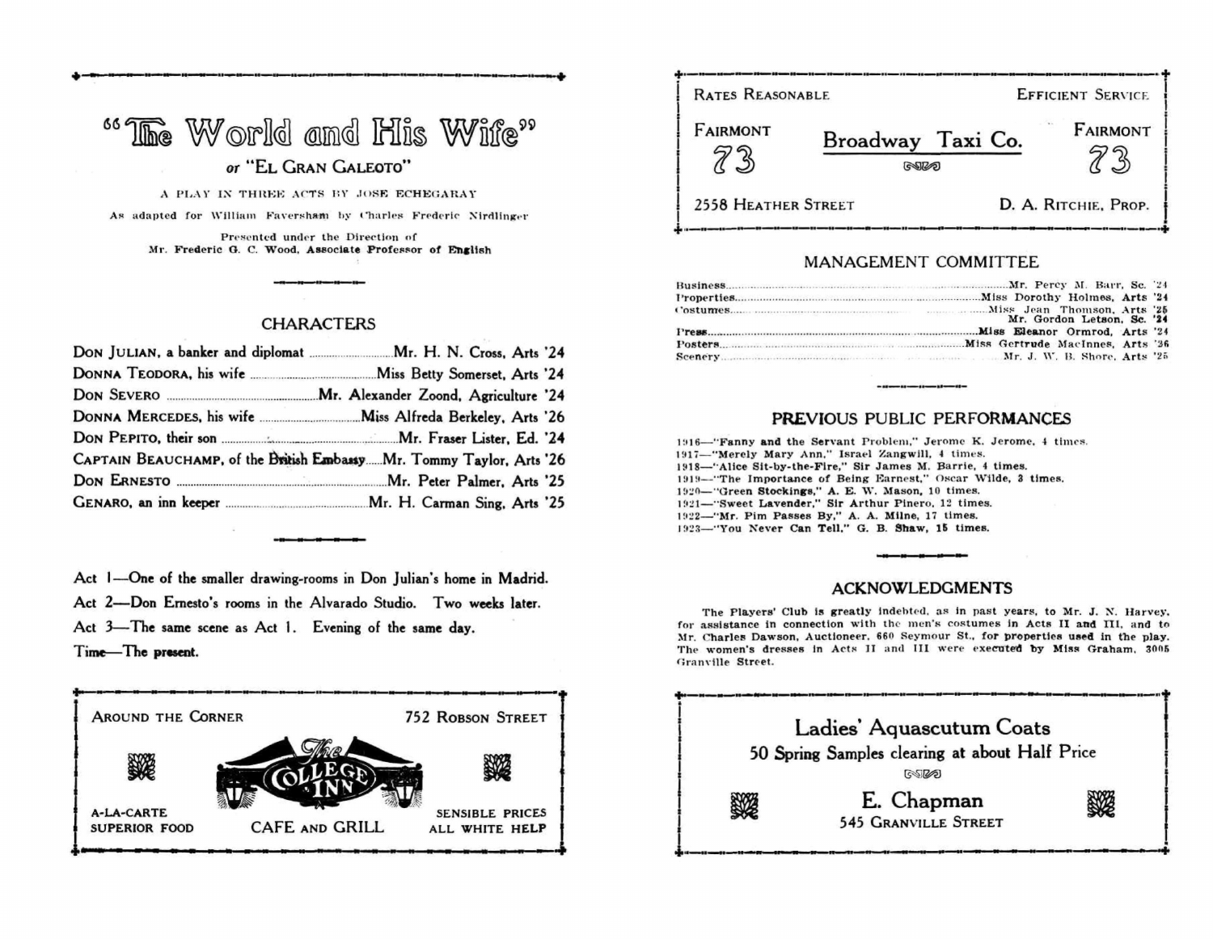# "The World and His Wife"

## or "EL GRAN GALEOTO"

A PLAY IN THREE ACTS BY JOSE ECHEGARAY

As adapted for William Faversham by Charles Frederic Nirdlinger

Presented under the Direction of
Mr. Frederic G. C. Wood, Associate Professor of English

---

### CHARACTERS

DON JULIAN, a banker and diplomat ............ Mr. H. N. Cross, Arts '24
DONNA TEODORA, his wife ............ Miss Betty Somerset, Arts '24
DON SEVERO ............ Mr. Alexander Zoond, Agriculture '24
DONNA MERCEDES, his wife ............ Miss Alfreda Berkeley, Arts '26
DON PEPITO, their son ............ Mr. Fraser Lister, Ed. '24
CAPTAIN BEAUCHAMP, of the British Embassy ............ Mr. Tommy Taylor, Arts '26
DON ERNESTO ............ Mr. Peter Palmer, Arts '25
GENARO, an inn keeper ............ Mr. H. Carman Sing, Arts '25

---

Act 1—One of the smaller drawing-rooms in Don Julian's home in Madrid.
Act 2—Don Ernesto's rooms in the Alvarado Studio. Two weeks later.
Act 3—The same scene as Act 1. Evening of the same day.
Time—The present.

---

AROUND THE CORNER — 752 ROBSON STREET

**The COLLEGE INN**

CAFE AND GRILL

A-LA-CARTE
SUPERIOR FOOD

SENSIBLE PRICES
ALL WHITE HELP

---

RATES REASONABLE — EFFICIENT SERVICE

FAIRMONT 73

**Broadway Taxi Co.**

FAIRMONT 73

2558 HEATHER STREET — D. A. RITCHIE, PROP.

---

### MANAGEMENT COMMITTEE

Business ............ Mr. Percy M. Barr, Sc. '24
Properties ............ Miss Dorothy Holmes, Arts '24
Costumes ............ Miss Jean Thomson, Arts '25
Mr. Gordon Letson, Sc. '24
Press ............ Miss Eleanor Ormrod, Arts '24
Posters ............ Miss Gertrude MacInnes, Arts '26
Scenery ............ Mr. J. W. B. Shore, Arts '25

---

### PREVIOUS PUBLIC PERFORMANCES

1916—"Fanny and the Servant Problem," Jerome K. Jerome, 4 times.
1917—"Merely Mary Ann," Israel Zangwill, 4 times.
1918—"Alice Sit-by-the-Fire," Sir James M. Barrie, 4 times.
1919—"The Importance of Being Earnest," Oscar Wilde, 3 times.
1920—"Green Stockings," A. E. W. Mason, 10 times.
1921—"Sweet Lavender," Sir Arthur Pinero, 12 times.
1922—"Mr. Pim Passes By," A. A. Milne, 17 times.
1923—"You Never Can Tell," G. B. Shaw, 15 times.

---

### ACKNOWLEDGMENTS

The Players' Club is greatly indebted, as in past years, to Mr. J. N. Harvey, for assistance in connection with the men's costumes in Acts II and III, and to Mr. Charles Dawson, Auctioneer, 660 Seymour St., for properties used in the play. The women's dresses in Acts II and III were executed by Miss Graham, 3005 Granville Street.

---

**Ladies' Aquascutum Coats**

50 Spring Samples clearing at about Half Price

**E. Chapman**

545 GRANVILLE STREET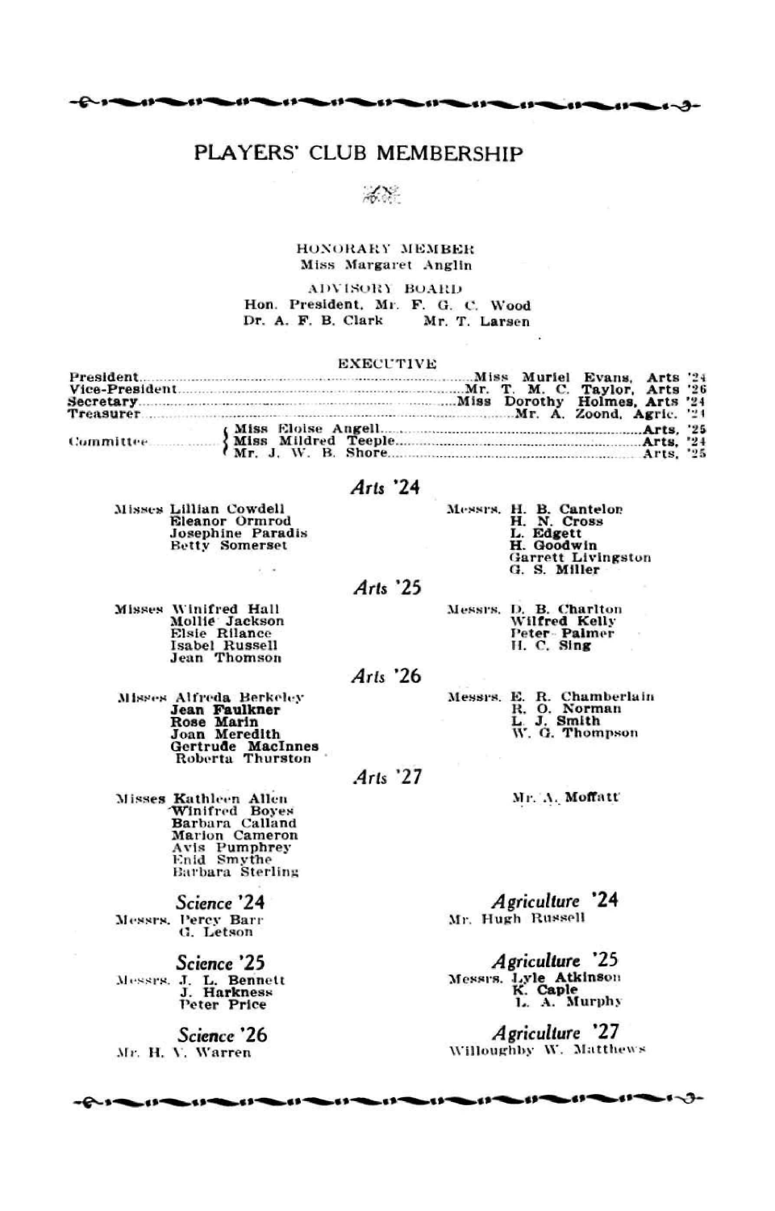# PLAYERS' CLUB MEMBERSHIP

HONORARY MEMBER
Miss Margaret Anglin

ADVISORY BOARD
Hon. President, Mr. F. G. C. Wood
Dr. A. F. B. Clark    Mr. T. Larsen

EXECUTIVE

| | |
|---|---|
| President | Miss Muriel Evans, Arts '24 |
| Vice-President | Mr. T. M. C. Taylor, Arts '26 |
| Secretary | Miss Dorothy Holmes, Arts '24 |
| Treasurer | Mr. A. Zoond, Agric. '24 |
| Committee | Miss Eloise Angell, Arts, '25 |
| | Miss Mildred Teeple, Arts, '24 |
| | Mr. J. W. B. Shore, Arts, '25 |

## *Arts '24*

Misses Lillian Cowdell
Eleanor Ormrod
Josephine Paradis
Betty Somerset

Messrs. H. B. Cantelon
H. N. Cross
L. Edgett
H. Goodwin
Garrett Livingston
G. S. Miller

## *Arts '25*

Misses Winifred Hall
Mollie Jackson
Elsie Rilance
Isabel Russell
Jean Thomson

Messrs. D. B. Charlton
Wilfred Kelly
Peter Palmer
H. C. Sing

## *Arts '26*

Misses Alfreda Berkeley
Jean Faulkner
Rose Marin
Joan Meredith
Gertrude MacInnes
Roberta Thurston

Messrs. E. R. Chamberlain
R. O. Norman
L. J. Smith
W. G. Thompson

## *Arts '27*

Misses Kathleen Allen
Winifred Boyes
Barbara Calland
Marion Cameron
Avis Pumphrey
Enid Smythe
Barbara Sterling

Mr. A. Moffatt

## *Science '24*

Messrs. Percy Barr
G. Letson

## *Science '25*

Messrs. J. L. Bennett
J. Harkness
Peter Price

## *Science '26*

Mr. H. V. Warren

## *Agriculture '24*

Mr. Hugh Russell

## *Agriculture '25*

Messrs. Lyle Atkinson
K. Caple
L. A. Murphy

## *Agriculture '27*

Willoughby W. Matthews